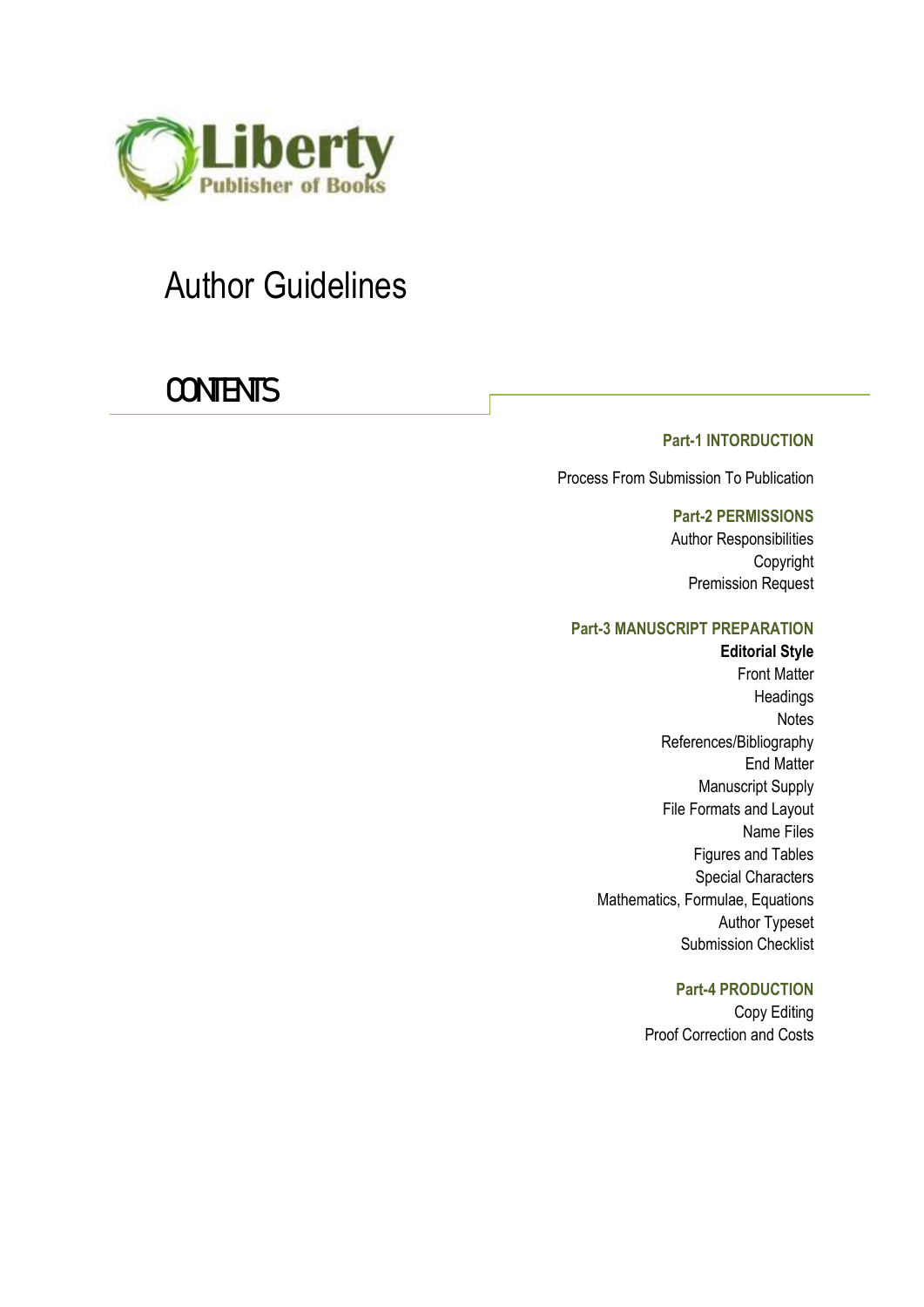Liberty
Publisher of Books

# Author Guidelines

## CONTENTS

**Part-1 INTORDUCTION**

Process From Submission To Publication

**Part-2 PERMISSIONS**

Author Responsibilities
Copyright
Premission Request

**Part-3 MANUSCRIPT PREPARATION**

**Editorial Style**
Front Matter
Headings
Notes
References/Bibliography
End Matter
Manuscript Supply
File Formats and Layout
Name Files
Figures and Tables
Special Characters
Mathematics, Formulae, Equations
Author Typeset
Submission Checklist

**Part-4 PRODUCTION**

Copy Editing
Proof Correction and Costs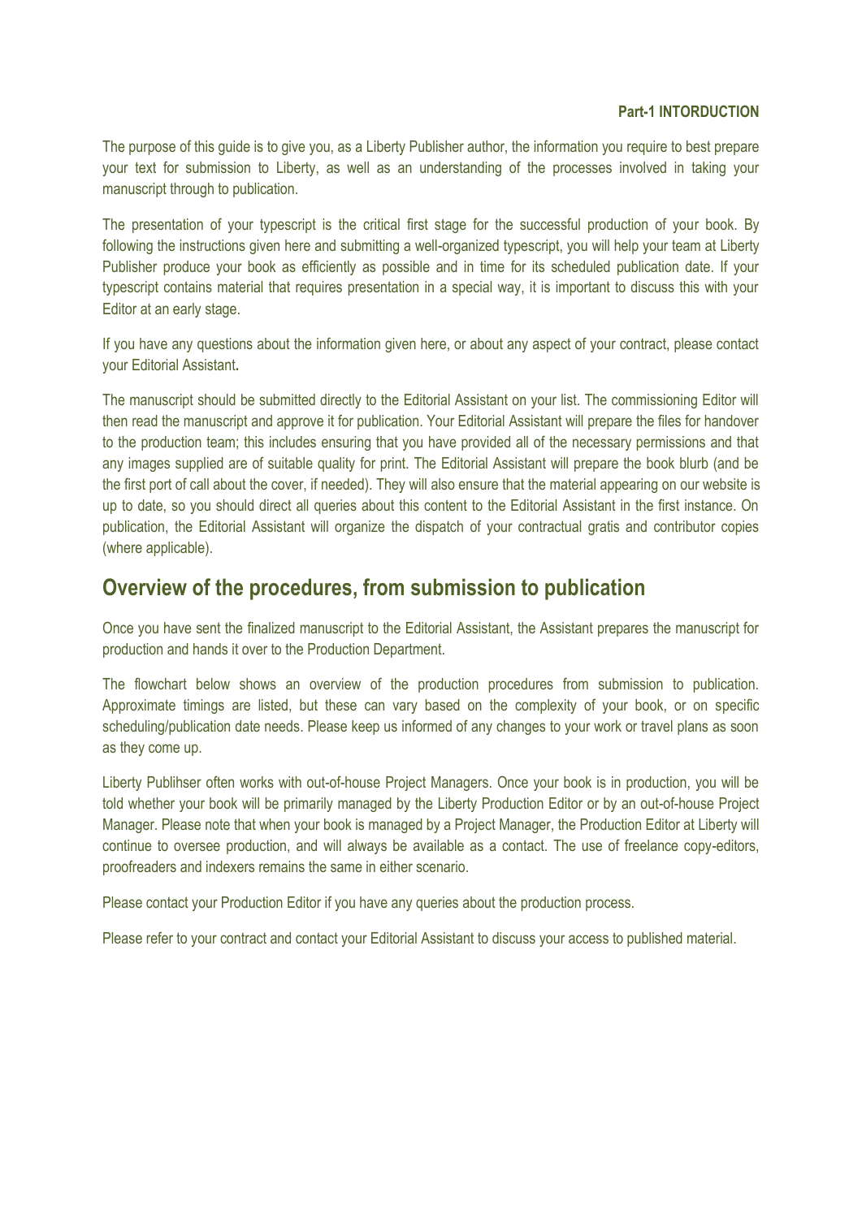**Part-1 INTORDUCTION**

The purpose of this guide is to give you, as a Liberty Publisher author, the information you require to best prepare your text for submission to Liberty, as well as an understanding of the processes involved in taking your manuscript through to publication.

The presentation of your typescript is the critical first stage for the successful production of your book. By following the instructions given here and submitting a well-organized typescript, you will help your team at Liberty Publisher produce your book as efficiently as possible and in time for its scheduled publication date. If your typescript contains material that requires presentation in a special way, it is important to discuss this with your Editor at an early stage.

If you have any questions about the information given here, or about any aspect of your contract, please contact your Editorial Assistant**.**

The manuscript should be submitted directly to the Editorial Assistant on your list. The commissioning Editor will then read the manuscript and approve it for publication. Your Editorial Assistant will prepare the files for handover to the production team; this includes ensuring that you have provided all of the necessary permissions and that any images supplied are of suitable quality for print. The Editorial Assistant will prepare the book blurb (and be the first port of call about the cover, if needed). They will also ensure that the material appearing on our website is up to date, so you should direct all queries about this content to the Editorial Assistant in the first instance. On publication, the Editorial Assistant will organize the dispatch of your contractual gratis and contributor copies (where applicable).

## Overview of the procedures, from submission to publication

Once you have sent the finalized manuscript to the Editorial Assistant, the Assistant prepares the manuscript for production and hands it over to the Production Department.

The flowchart below shows an overview of the production procedures from submission to publication. Approximate timings are listed, but these can vary based on the complexity of your book, or on specific scheduling/publication date needs. Please keep us informed of any changes to your work or travel plans as soon as they come up.

Liberty Publihser often works with out-of-house Project Managers. Once your book is in production, you will be told whether your book will be primarily managed by the Liberty Production Editor or by an out-of-house Project Manager. Please note that when your book is managed by a Project Manager, the Production Editor at Liberty will continue to oversee production, and will always be available as a contact. The use of freelance copy-editors, proofreaders and indexers remains the same in either scenario.

Please contact your Production Editor if you have any queries about the production process.

Please refer to your contract and contact your Editorial Assistant to discuss your access to published material.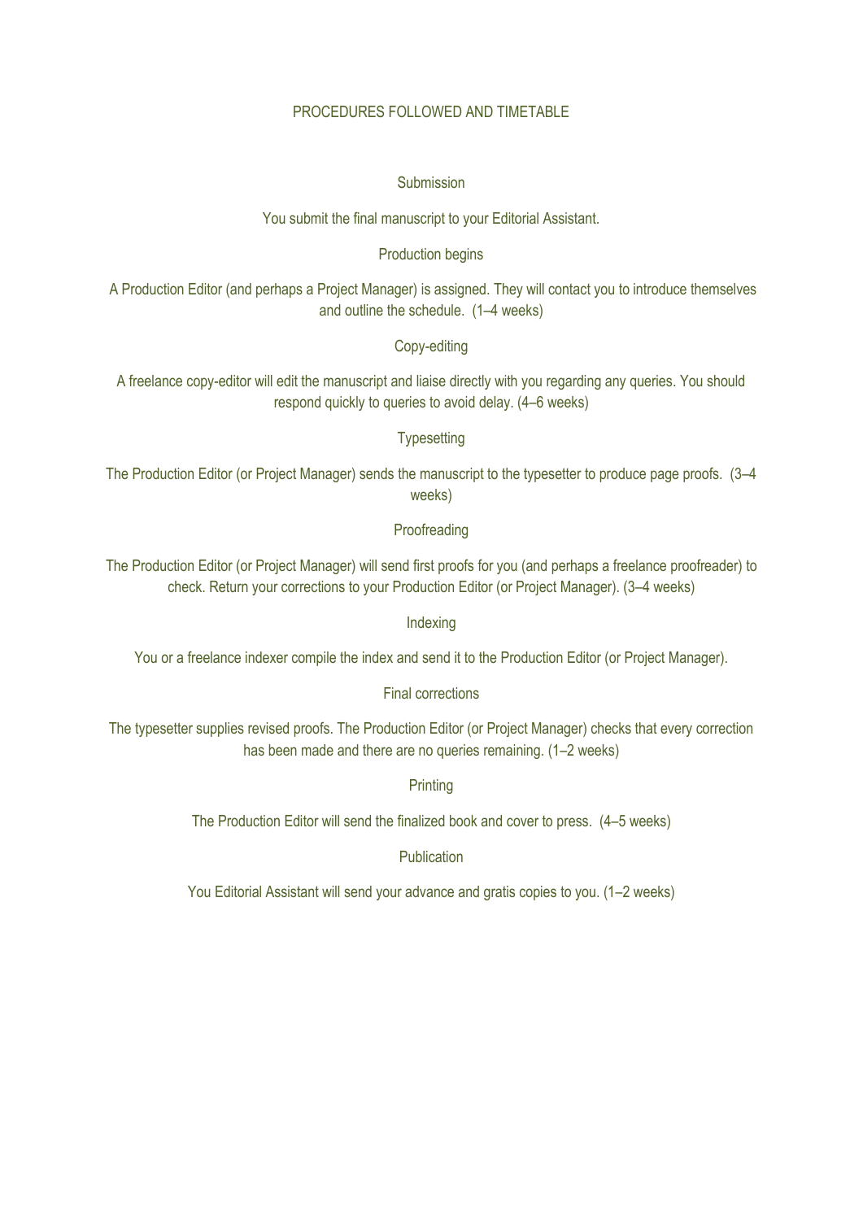# PROCEDURES FOLLOWED AND TIMETABLE

## Submission

You submit the final manuscript to your Editorial Assistant.

## Production begins

A Production Editor (and perhaps a Project Manager) is assigned. They will contact you to introduce themselves and outline the schedule. (1–4 weeks)

## Copy-editing

A freelance copy-editor will edit the manuscript and liaise directly with you regarding any queries. You should respond quickly to queries to avoid delay. (4–6 weeks)

## Typesetting

The Production Editor (or Project Manager) sends the manuscript to the typesetter to produce page proofs. (3–4 weeks)

## Proofreading

The Production Editor (or Project Manager) will send first proofs for you (and perhaps a freelance proofreader) to check. Return your corrections to your Production Editor (or Project Manager). (3–4 weeks)

## Indexing

You or a freelance indexer compile the index and send it to the Production Editor (or Project Manager).

## Final corrections

The typesetter supplies revised proofs. The Production Editor (or Project Manager) checks that every correction has been made and there are no queries remaining. (1–2 weeks)

## Printing

The Production Editor will send the finalized book and cover to press. (4–5 weeks)

## Publication

You Editorial Assistant will send your advance and gratis copies to you. (1–2 weeks)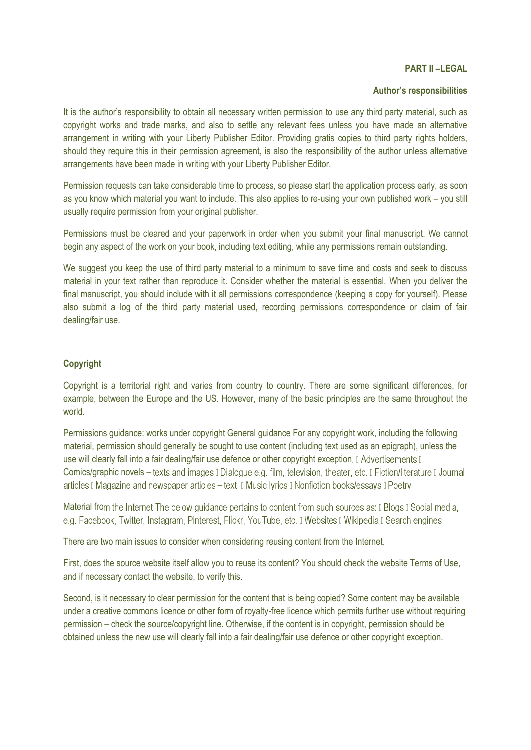**PART II –LEGAL**

**Author's responsibilities**

It is the author's responsibility to obtain all necessary written permission to use any third party material, such as copyright works and trade marks, and also to settle any relevant fees unless you have made an alternative arrangement in writing with your Liberty Publisher Editor. Providing gratis copies to third party rights holders, should they require this in their permission agreement, is also the responsibility of the author unless alternative arrangements have been made in writing with your Liberty Publisher Editor.

Permission requests can take considerable time to process, so please start the application process early, as soon as you know which material you want to include. This also applies to re-using your own published work – you still usually require permission from your original publisher.

Permissions must be cleared and your paperwork in order when you submit your final manuscript. We cannot begin any aspect of the work on your book, including text editing, while any permissions remain outstanding.

We suggest you keep the use of third party material to a minimum to save time and costs and seek to discuss material in your text rather than reproduce it. Consider whether the material is essential. When you deliver the final manuscript, you should include with it all permissions correspondence (keeping a copy for yourself). Please also submit a log of the third party material used, recording permissions correspondence or claim of fair dealing/fair use.

**Copyright**

Copyright is a territorial right and varies from country to country. There are some significant differences, for example, between the Europe and the US. However, many of the basic principles are the same throughout the world.

Permissions guidance: works under copyright General guidance For any copyright work, including the following material, permission should generally be sought to use content (including text used as an epigraph), unless the use will clearly fall into a fair dealing/fair use defence or other copyright exception.  Advertisements  Comics/graphic novels – texts and images  Dialogue e.g. film, television, theater, etc.  Fiction/literature  Journal articles  Magazine and newspaper articles – text  Music lyrics  Nonfiction books/essays  Poetry

Material from the Internet The below guidance pertains to content from such sources as:  Blogs  Social media, e.g. Facebook, Twitter, Instagram, Pinterest, Flickr, YouTube, etc.  Websites  Wikipedia  Search engines

There are two main issues to consider when considering reusing content from the Internet.

First, does the source website itself allow you to reuse its content? You should check the website Terms of Use, and if necessary contact the website, to verify this.

Second, is it necessary to clear permission for the content that is being copied? Some content may be available under a creative commons licence or other form of royalty-free licence which permits further use without requiring permission – check the source/copyright line. Otherwise, if the content is in copyright, permission should be obtained unless the new use will clearly fall into a fair dealing/fair use defence or other copyright exception.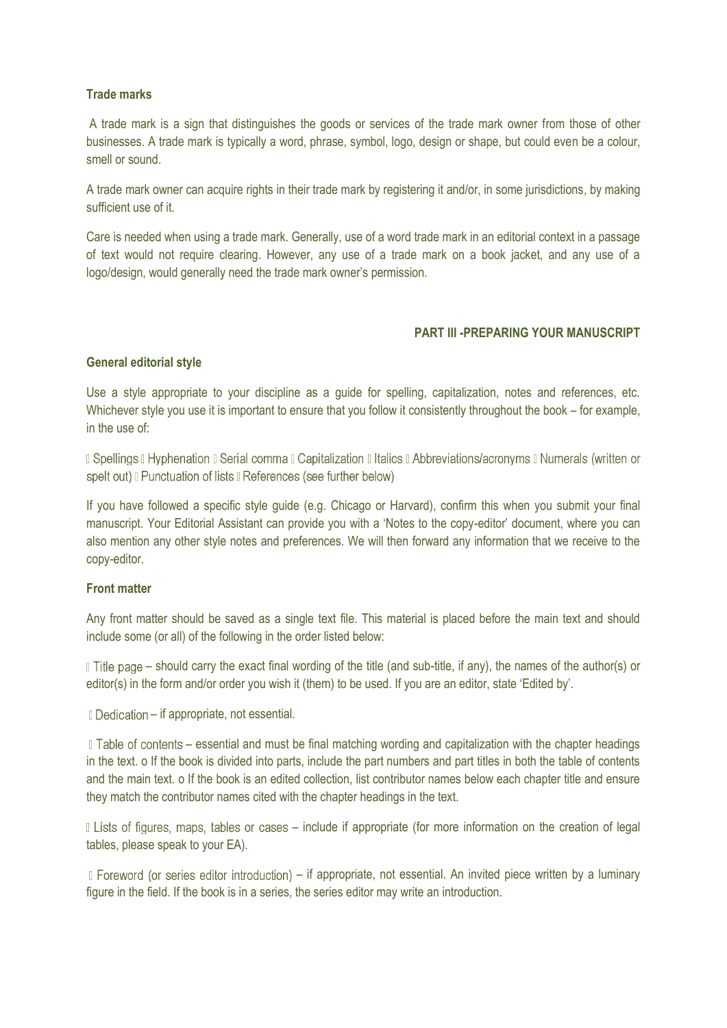**Trade marks**

A trade mark is a sign that distinguishes the goods or services of the trade mark owner from those of other businesses. A trade mark is typically a word, phrase, symbol, logo, design or shape, but could even be a colour, smell or sound.

A trade mark owner can acquire rights in their trade mark by registering it and/or, in some jurisdictions, by making sufficient use of it.

Care is needed when using a trade mark. Generally, use of a word trade mark in an editorial context in a passage of text would not require clearing. However, any use of a trade mark on a book jacket, and any use of a logo/design, would generally need the trade mark owner's permission.

## PART III -PREPARING YOUR MANUSCRIPT

**General editorial style**

Use a style appropriate to your discipline as a guide for spelling, capitalization, notes and references, etc. Whichever style you use it is important to ensure that you follow it consistently throughout the book – for example, in the use of:

- Spellings
- Hyphenation
- Serial comma
- Capitalization
- Italics
- Abbreviations/acronyms
- Numerals (written or spelt out)
- Punctuation of lists
- References (see further below)

If you have followed a specific style guide (e.g. Chicago or Harvard), confirm this when you submit your final manuscript. Your Editorial Assistant can provide you with a 'Notes to the copy-editor' document, where you can also mention any other style notes and preferences. We will then forward any information that we receive to the copy-editor.

**Front matter**

Any front matter should be saved as a single text file. This material is placed before the main text and should include some (or all) of the following in the order listed below:

- Title page – should carry the exact final wording of the title (and sub-title, if any), the names of the author(s) or editor(s) in the form and/or order you wish it (them) to be used. If you are an editor, state 'Edited by'.
- Dedication – if appropriate, not essential.
- Table of contents – essential and must be final matching wording and capitalization with the chapter headings in the text.
  - If the book is divided into parts, include the part numbers and part titles in both the table of contents and the main text.
  - If the book is an edited collection, list contributor names below each chapter title and ensure they match the contributor names cited with the chapter headings in the text.
- Lists of figures, maps, tables or cases – include if appropriate (for more information on the creation of legal tables, please speak to your EA).
- Foreword (or series editor introduction) – if appropriate, not essential. An invited piece written by a luminary figure in the field. If the book is in a series, the series editor may write an introduction.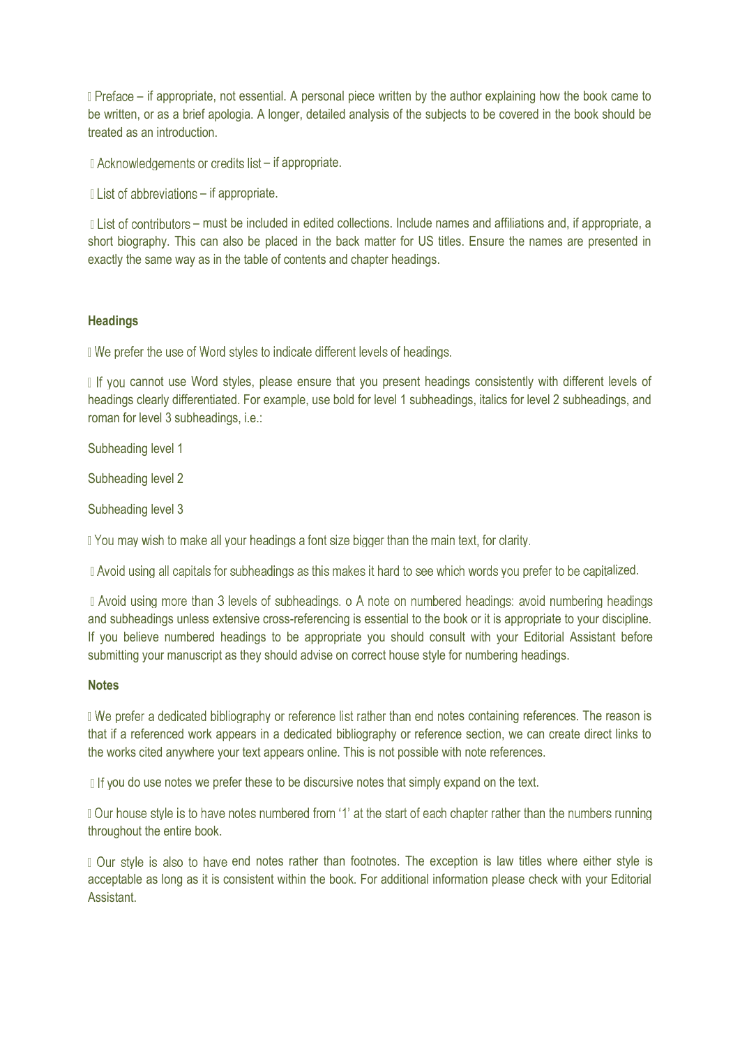- Preface – if appropriate, not essential. A personal piece written by the author explaining how the book came to be written, or as a brief apologia. A longer, detailed analysis of the subjects to be covered in the book should be treated as an introduction.

- Acknowledgements or credits list – if appropriate.

- List of abbreviations – if appropriate.

- List of contributors – must be included in edited collections. Include names and affiliations and, if appropriate, a short biography. This can also be placed in the back matter for US titles. Ensure the names are presented in exactly the same way as in the table of contents and chapter headings.

**Headings**

- We prefer the use of Word styles to indicate different levels of headings.

- If you cannot use Word styles, please ensure that you present headings consistently with different levels of headings clearly differentiated. For example, use bold for level 1 subheadings, italics for level 2 subheadings, and roman for level 3 subheadings, i.e.:

Subheading level 1

Subheading level 2

Subheading level 3

- You may wish to make all your headings a font size bigger than the main text, for clarity.

- Avoid using all capitals for subheadings as this makes it hard to see which words you prefer to be capitalized.

- Avoid using more than 3 levels of subheadings.
  - A note on numbered headings: avoid numbering headings and subheadings unless extensive cross-referencing is essential to the book or it is appropriate to your discipline. If you believe numbered headings to be appropriate you should consult with your Editorial Assistant before submitting your manuscript as they should advise on correct house style for numbering headings.

**Notes**

- We prefer a dedicated bibliography or reference list rather than end notes containing references. The reason is that if a referenced work appears in a dedicated bibliography or reference section, we can create direct links to the works cited anywhere your text appears online. This is not possible with note references.

- If you do use notes we prefer these to be discursive notes that simply expand on the text.

- Our house style is to have notes numbered from '1' at the start of each chapter rather than the numbers running throughout the entire book.

- Our style is also to have end notes rather than footnotes. The exception is law titles where either style is acceptable as long as it is consistent within the book. For additional information please check with your Editorial Assistant.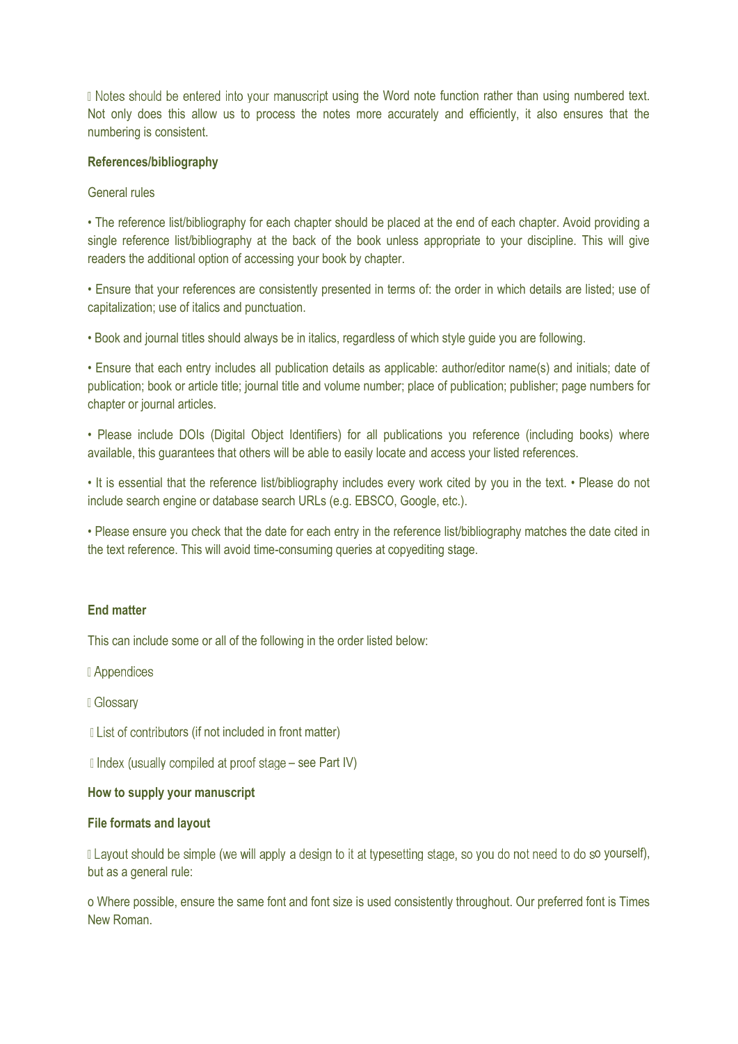- Notes should be entered into your manuscript using the Word note function rather than using numbered text. Not only does this allow us to process the notes more accurately and efficiently, it also ensures that the numbering is consistent.

**References/bibliography**

General rules

• The reference list/bibliography for each chapter should be placed at the end of each chapter. Avoid providing a single reference list/bibliography at the back of the book unless appropriate to your discipline. This will give readers the additional option of accessing your book by chapter.

• Ensure that your references are consistently presented in terms of: the order in which details are listed; use of capitalization; use of italics and punctuation.

• Book and journal titles should always be in italics, regardless of which style guide you are following.

• Ensure that each entry includes all publication details as applicable: author/editor name(s) and initials; date of publication; book or article title; journal title and volume number; place of publication; publisher; page numbers for chapter or journal articles.

• Please include DOIs (Digital Object Identifiers) for all publications you reference (including books) where available, this guarantees that others will be able to easily locate and access your listed references.

• It is essential that the reference list/bibliography includes every work cited by you in the text. • Please do not include search engine or database search URLs (e.g. EBSCO, Google, etc.).

• Please ensure you check that the date for each entry in the reference list/bibliography matches the date cited in the text reference. This will avoid time-consuming queries at copyediting stage.

**End matter**

This can include some or all of the following in the order listed below:

- Appendices
- Glossary
- List of contributors (if not included in front matter)
- Index (usually compiled at proof stage – see Part IV)

**How to supply your manuscript**

**File formats and layout**

- Layout should be simple (we will apply a design to it at typesetting stage, so you do not need to do so yourself), but as a general rule:

  - Where possible, ensure the same font and font size is used consistently throughout. Our preferred font is Times New Roman.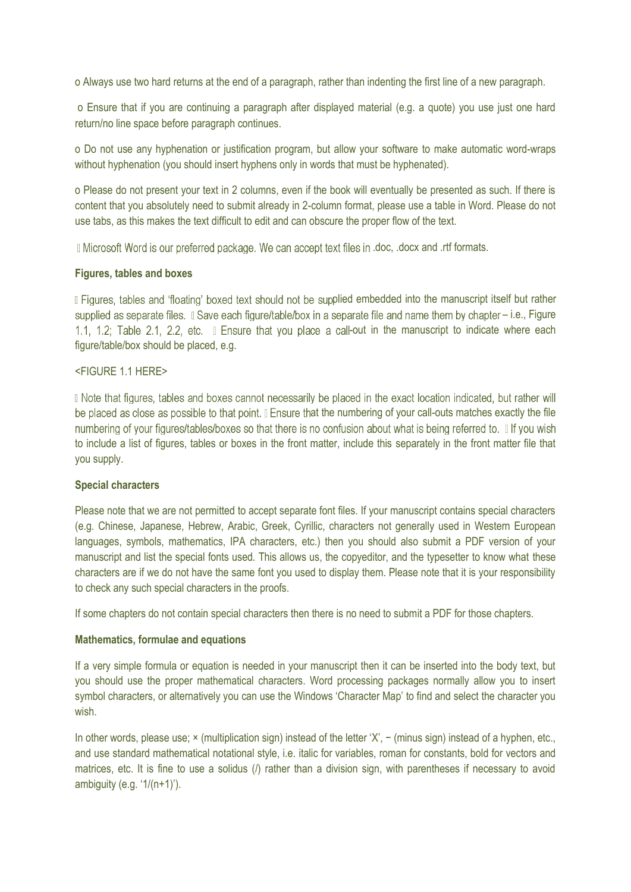o Always use two hard returns at the end of a paragraph, rather than indenting the first line of a new paragraph.

o Ensure that if you are continuing a paragraph after displayed material (e.g. a quote) you use just one hard return/no line space before paragraph continues.

o Do not use any hyphenation or justification program, but allow your software to make automatic word-wraps without hyphenation (you should insert hyphens only in words that must be hyphenated).

o Please do not present your text in 2 columns, even if the book will eventually be presented as such. If there is content that you absolutely need to submit already in 2-column format, please use a table in Word. Please do not use tabs, as this makes the text difficult to edit and can obscure the proper flow of the text.

 Microsoft Word is our preferred package. We can accept text files in .doc, .docx and .rtf formats.

**Figures, tables and boxes**

 Figures, tables and 'floating' boxed text should not be supplied embedded into the manuscript itself but rather supplied as separate files.  Save each figure/table/box in a separate file and name them by chapter – i.e., Figure 1.1, 1.2; Table 2.1, 2.2, etc.  Ensure that you place a call-out in the manuscript to indicate where each figure/table/box should be placed, e.g.

<FIGURE 1.1 HERE>

 Note that figures, tables and boxes cannot necessarily be placed in the exact location indicated, but rather will be placed as close as possible to that point.  Ensure that the numbering of your call-outs matches exactly the file numbering of your figures/tables/boxes so that there is no confusion about what is being referred to.  If you wish to include a list of figures, tables or boxes in the front matter, include this separately in the front matter file that you supply.

**Special characters**

Please note that we are not permitted to accept separate font files. If your manuscript contains special characters (e.g. Chinese, Japanese, Hebrew, Arabic, Greek, Cyrillic, characters not generally used in Western European languages, symbols, mathematics, IPA characters, etc.) then you should also submit a PDF version of your manuscript and list the special fonts used. This allows us, the copyeditor, and the typesetter to know what these characters are if we do not have the same font you used to display them. Please note that it is your responsibility to check any such special characters in the proofs.

If some chapters do not contain special characters then there is no need to submit a PDF for those chapters.

**Mathematics, formulae and equations**

If a very simple formula or equation is needed in your manuscript then it can be inserted into the body text, but you should use the proper mathematical characters. Word processing packages normally allow you to insert symbol characters, or alternatively you can use the Windows 'Character Map' to find and select the character you wish.

In other words, please use; × (multiplication sign) instead of the letter 'X', − (minus sign) instead of a hyphen, etc., and use standard mathematical notational style, i.e. italic for variables, roman for constants, bold for vectors and matrices, etc. It is fine to use a solidus (/) rather than a division sign, with parentheses if necessary to avoid ambiguity (e.g. '1/(n+1)').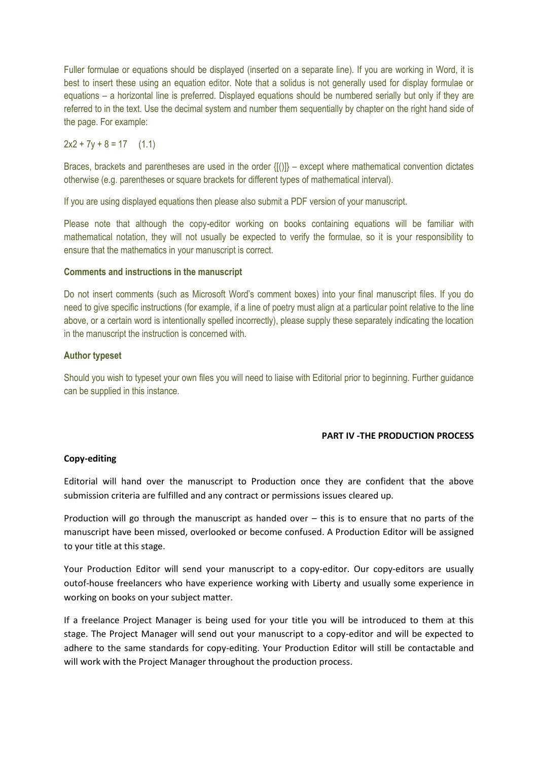Fuller formulae or equations should be displayed (inserted on a separate line). If you are working in Word, it is best to insert these using an equation editor. Note that a solidus is not generally used for display formulae or equations – a horizontal line is preferred. Displayed equations should be numbered serially but only if they are referred to in the text. Use the decimal system and number them sequentially by chapter on the right hand side of the page. For example:

$$2x2 + 7y + 8 = 17 \quad (1.1)$$

Braces, brackets and parentheses are used in the order {[()]} – except where mathematical convention dictates otherwise (e.g. parentheses or square brackets for different types of mathematical interval).

If you are using displayed equations then please also submit a PDF version of your manuscript.

Please note that although the copy-editor working on books containing equations will be familiar with mathematical notation, they will not usually be expected to verify the formulae, so it is your responsibility to ensure that the mathematics in your manuscript is correct.

### Comments and instructions in the manuscript

Do not insert comments (such as Microsoft Word's comment boxes) into your final manuscript files. If you do need to give specific instructions (for example, if a line of poetry must align at a particular point relative to the line above, or a certain word is intentionally spelled incorrectly), please supply these separately indicating the location in the manuscript the instruction is concerned with.

### Author typeset

Should you wish to typeset your own files you will need to liaise with Editorial prior to beginning. Further guidance can be supplied in this instance.

## PART IV -THE PRODUCTION PROCESS

### Copy-editing

Editorial will hand over the manuscript to Production once they are confident that the above submission criteria are fulfilled and any contract or permissions issues cleared up.

Production will go through the manuscript as handed over – this is to ensure that no parts of the manuscript have been missed, overlooked or become confused. A Production Editor will be assigned to your title at this stage.

Your Production Editor will send your manuscript to a copy-editor. Our copy-editors are usually outof-house freelancers who have experience working with Liberty and usually some experience in working on books on your subject matter.

If a freelance Project Manager is being used for your title you will be introduced to them at this stage. The Project Manager will send out your manuscript to a copy-editor and will be expected to adhere to the same standards for copy-editing. Your Production Editor will still be contactable and will work with the Project Manager throughout the production process.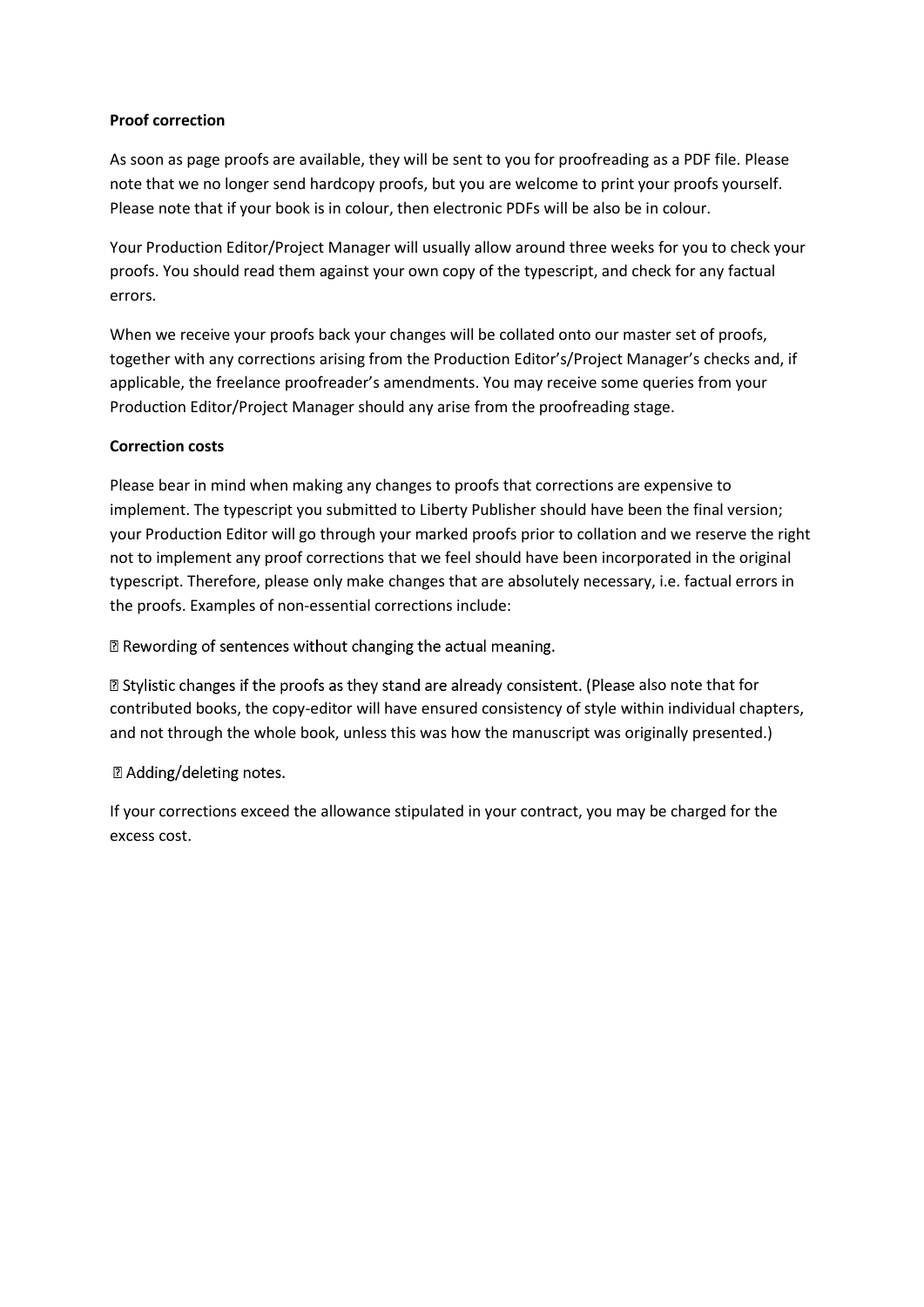**Proof correction**

As soon as page proofs are available, they will be sent to you for proofreading as a PDF file. Please note that we no longer send hardcopy proofs, but you are welcome to print your proofs yourself. Please note that if your book is in colour, then electronic PDFs will be also be in colour.

Your Production Editor/Project Manager will usually allow around three weeks for you to check your proofs. You should read them against your own copy of the typescript, and check for any factual errors.

When we receive your proofs back your changes will be collated onto our master set of proofs, together with any corrections arising from the Production Editor's/Project Manager's checks and, if applicable, the freelance proofreader's amendments. You may receive some queries from your Production Editor/Project Manager should any arise from the proofreading stage.

**Correction costs**

Please bear in mind when making any changes to proofs that corrections are expensive to implement. The typescript you submitted to Liberty Publisher should have been the final version; your Production Editor will go through your marked proofs prior to collation and we reserve the right not to implement any proof corrections that we feel should have been incorporated in the original typescript. Therefore, please only make changes that are absolutely necessary, i.e. factual errors in the proofs. Examples of non-essential corrections include:

- Rewording of sentences without changing the actual meaning.
- Stylistic changes if the proofs as they stand are already consistent. (Please also note that for contributed books, the copy-editor will have ensured consistency of style within individual chapters, and not through the whole book, unless this was how the manuscript was originally presented.)
- Adding/deleting notes.

If your corrections exceed the allowance stipulated in your contract, you may be charged for the excess cost.